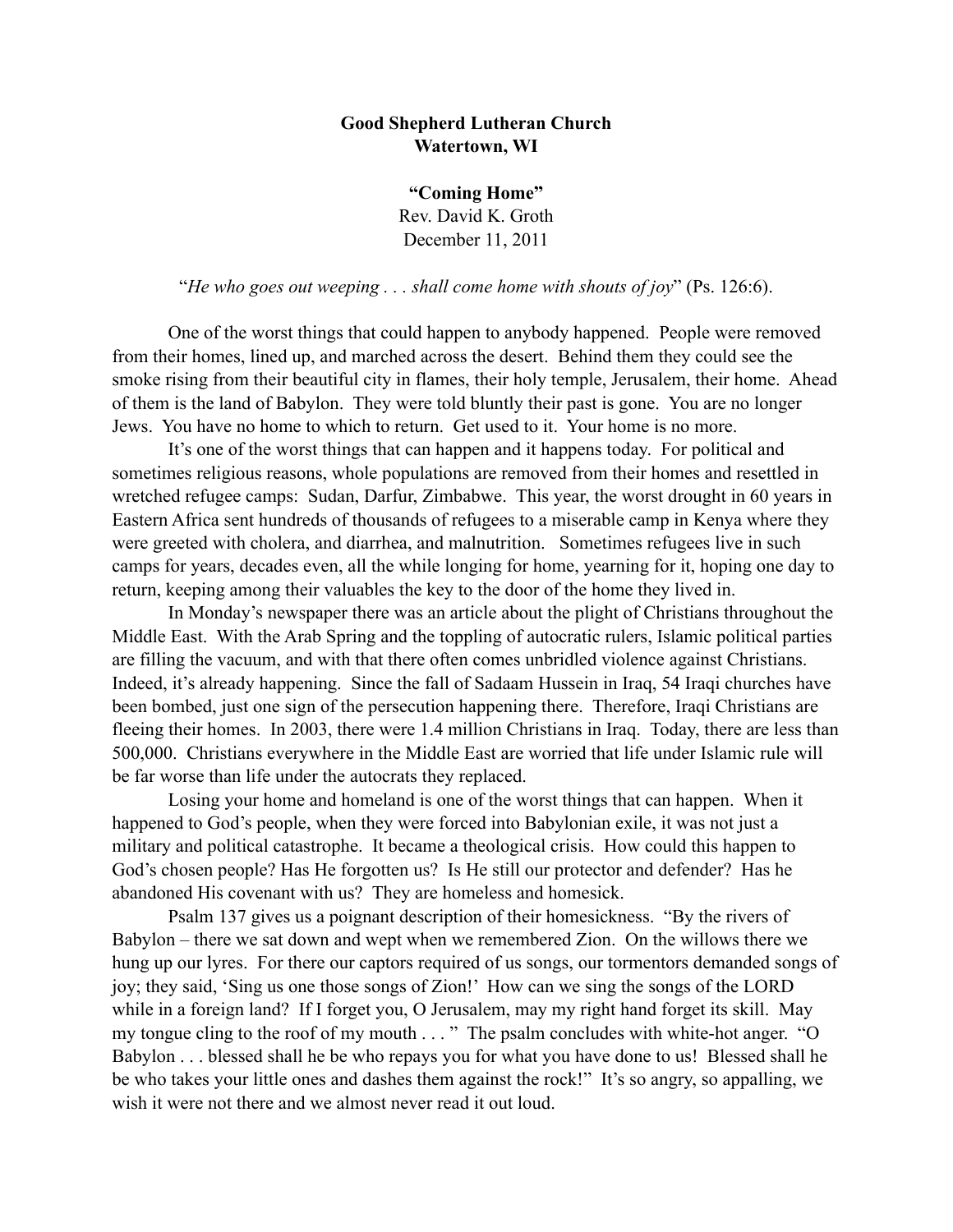**Good Shepherd Lutheran Church**
**Watertown, WI**

**"Coming Home"**
Rev. David K. Groth
December 11, 2011

"*He who goes out weeping . . . shall come home with shouts of joy*" (Ps. 126:6).

One of the worst things that could happen to anybody happened. People were removed from their homes, lined up, and marched across the desert. Behind them they could see the smoke rising from their beautiful city in flames, their holy temple, Jerusalem, their home. Ahead of them is the land of Babylon. They were told bluntly their past is gone. You are no longer Jews. You have no home to which to return. Get used to it. Your home is no more.

It's one of the worst things that can happen and it happens today. For political and sometimes religious reasons, whole populations are removed from their homes and resettled in wretched refugee camps: Sudan, Darfur, Zimbabwe. This year, the worst drought in 60 years in Eastern Africa sent hundreds of thousands of refugees to a miserable camp in Kenya where they were greeted with cholera, and diarrhea, and malnutrition. Sometimes refugees live in such camps for years, decades even, all the while longing for home, yearning for it, hoping one day to return, keeping among their valuables the key to the door of the home they lived in.

In Monday's newspaper there was an article about the plight of Christians throughout the Middle East. With the Arab Spring and the toppling of autocratic rulers, Islamic political parties are filling the vacuum, and with that there often comes unbridled violence against Christians. Indeed, it's already happening. Since the fall of Sadaam Hussein in Iraq, 54 Iraqi churches have been bombed, just one sign of the persecution happening there. Therefore, Iraqi Christians are fleeing their homes. In 2003, there were 1.4 million Christians in Iraq. Today, there are less than 500,000. Christians everywhere in the Middle East are worried that life under Islamic rule will be far worse than life under the autocrats they replaced.

Losing your home and homeland is one of the worst things that can happen. When it happened to God's people, when they were forced into Babylonian exile, it was not just a military and political catastrophe. It became a theological crisis. How could this happen to God's chosen people? Has He forgotten us? Is He still our protector and defender? Has he abandoned His covenant with us? They are homeless and homesick.

Psalm 137 gives us a poignant description of their homesickness. "By the rivers of Babylon – there we sat down and wept when we remembered Zion. On the willows there we hung up our lyres. For there our captors required of us songs, our tormentors demanded songs of joy; they said, 'Sing us one those songs of Zion!' How can we sing the songs of the LORD while in a foreign land? If I forget you, O Jerusalem, may my right hand forget its skill. May my tongue cling to the roof of my mouth . . . " The psalm concludes with white-hot anger. "O Babylon . . . blessed shall he be who repays you for what you have done to us! Blessed shall he be who takes your little ones and dashes them against the rock!" It's so angry, so appalling, we wish it were not there and we almost never read it out loud.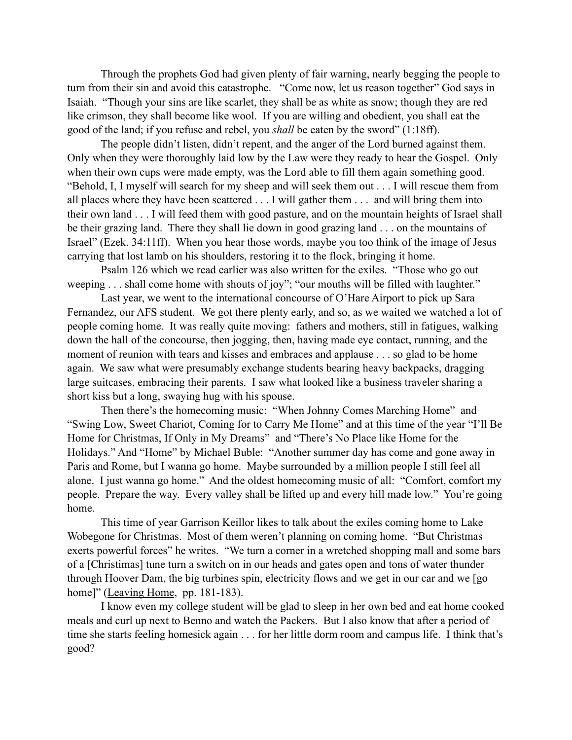Through the prophets God had given plenty of fair warning, nearly begging the people to turn from their sin and avoid this catastrophe. "Come now, let us reason together" God says in Isaiah. "Though your sins are like scarlet, they shall be as white as snow; though they are red like crimson, they shall become like wool. If you are willing and obedient, you shall eat the good of the land; if you refuse and rebel, you *shall* be eaten by the sword" (1:18ff).

The people didn't listen, didn't repent, and the anger of the Lord burned against them. Only when they were thoroughly laid low by the Law were they ready to hear the Gospel. Only when their own cups were made empty, was the Lord able to fill them again something good. "Behold, I, I myself will search for my sheep and will seek them out . . . I will rescue them from all places where they have been scattered . . . I will gather them . . . and will bring them into their own land . . . I will feed them with good pasture, and on the mountain heights of Israel shall be their grazing land. There they shall lie down in good grazing land . . . on the mountains of Israel" (Ezek. 34:11ff). When you hear those words, maybe you too think of the image of Jesus carrying that lost lamb on his shoulders, restoring it to the flock, bringing it home.

Psalm 126 which we read earlier was also written for the exiles. "Those who go out weeping . . . shall come home with shouts of joy"; "our mouths will be filled with laughter."

Last year, we went to the international concourse of O'Hare Airport to pick up Sara Fernandez, our AFS student. We got there plenty early, and so, as we waited we watched a lot of people coming home. It was really quite moving: fathers and mothers, still in fatigues, walking down the hall of the concourse, then jogging, then, having made eye contact, running, and the moment of reunion with tears and kisses and embraces and applause . . . so glad to be home again. We saw what were presumably exchange students bearing heavy backpacks, dragging large suitcases, embracing their parents. I saw what looked like a business traveler sharing a short kiss but a long, swaying hug with his spouse.

Then there's the homecoming music: "When Johnny Comes Marching Home" and "Swing Low, Sweet Chariot, Coming for to Carry Me Home" and at this time of the year "I'll Be Home for Christmas, If Only in My Dreams" and "There's No Place like Home for the Holidays." And "Home" by Michael Buble: "Another summer day has come and gone away in Paris and Rome, but I wanna go home. Maybe surrounded by a million people I still feel all alone. I just wanna go home." And the oldest homecoming music of all: "Comfort, comfort my people. Prepare the way. Every valley shall be lifted up and every hill made low." You're going home.

This time of year Garrison Keillor likes to talk about the exiles coming home to Lake Wobegone for Christmas. Most of them weren't planning on coming home. "But Christmas exerts powerful forces" he writes. "We turn a corner in a wretched shopping mall and some bars of a [Christmas] tune turn a switch on in our heads and gates open and tons of water thunder through Hoover Dam, the big turbines spin, electricity flows and we get in our car and we [go home]" (<u>Leaving Home</u>, pp. 181-183).

I know even my college student will be glad to sleep in her own bed and eat home cooked meals and curl up next to Benno and watch the Packers. But I also know that after a period of time she starts feeling homesick again . . . for her little dorm room and campus life. I think that's good?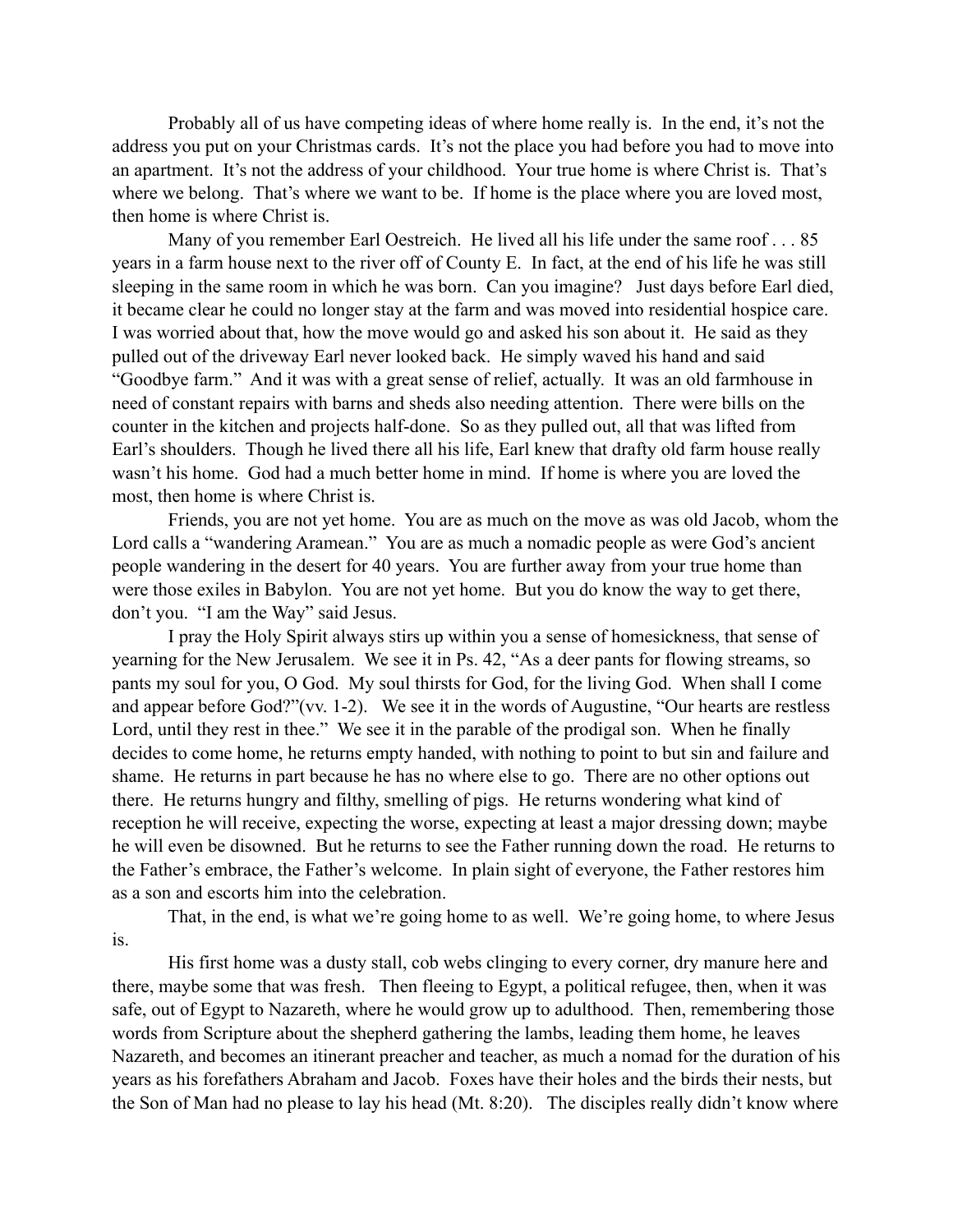Probably all of us have competing ideas of where home really is. In the end, it's not the address you put on your Christmas cards. It's not the place you had before you had to move into an apartment. It's not the address of your childhood. Your true home is where Christ is. That's where we belong. That's where we want to be. If home is the place where you are loved most, then home is where Christ is.

Many of you remember Earl Oestreich. He lived all his life under the same roof . . . 85 years in a farm house next to the river off of County E. In fact, at the end of his life he was still sleeping in the same room in which he was born. Can you imagine? Just days before Earl died, it became clear he could no longer stay at the farm and was moved into residential hospice care. I was worried about that, how the move would go and asked his son about it. He said as they pulled out of the driveway Earl never looked back. He simply waved his hand and said "Goodbye farm." And it was with a great sense of relief, actually. It was an old farmhouse in need of constant repairs with barns and sheds also needing attention. There were bills on the counter in the kitchen and projects half-done. So as they pulled out, all that was lifted from Earl's shoulders. Though he lived there all his life, Earl knew that drafty old farm house really wasn't his home. God had a much better home in mind. If home is where you are loved the most, then home is where Christ is.

Friends, you are not yet home. You are as much on the move as was old Jacob, whom the Lord calls a "wandering Aramean." You are as much a nomadic people as were God's ancient people wandering in the desert for 40 years. You are further away from your true home than were those exiles in Babylon. You are not yet home. But you do know the way to get there, don't you. "I am the Way" said Jesus.

I pray the Holy Spirit always stirs up within you a sense of homesickness, that sense of yearning for the New Jerusalem. We see it in Ps. 42, "As a deer pants for flowing streams, so pants my soul for you, O God. My soul thirsts for God, for the living God. When shall I come and appear before God?"(vv. 1-2). We see it in the words of Augustine, "Our hearts are restless Lord, until they rest in thee." We see it in the parable of the prodigal son. When he finally decides to come home, he returns empty handed, with nothing to point to but sin and failure and shame. He returns in part because he has no where else to go. There are no other options out there. He returns hungry and filthy, smelling of pigs. He returns wondering what kind of reception he will receive, expecting the worse, expecting at least a major dressing down; maybe he will even be disowned. But he returns to see the Father running down the road. He returns to the Father's embrace, the Father's welcome. In plain sight of everyone, the Father restores him as a son and escorts him into the celebration.

That, in the end, is what we're going home to as well. We're going home, to where Jesus is.

His first home was a dusty stall, cob webs clinging to every corner, dry manure here and there, maybe some that was fresh. Then fleeing to Egypt, a political refugee, then, when it was safe, out of Egypt to Nazareth, where he would grow up to adulthood. Then, remembering those words from Scripture about the shepherd gathering the lambs, leading them home, he leaves Nazareth, and becomes an itinerant preacher and teacher, as much a nomad for the duration of his years as his forefathers Abraham and Jacob. Foxes have their holes and the birds their nests, but the Son of Man had no please to lay his head (Mt. 8:20). The disciples really didn't know where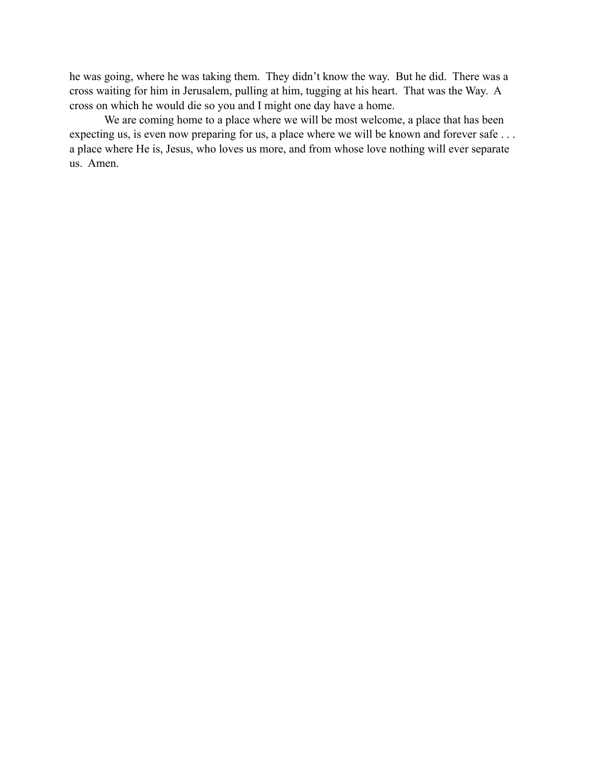he was going, where he was taking them. They didn't know the way. But he did. There was a cross waiting for him in Jerusalem, pulling at him, tugging at his heart. That was the Way. A cross on which he would die so you and I might one day have a home.

We are coming home to a place where we will be most welcome, a place that has been expecting us, is even now preparing for us, a place where we will be known and forever safe . . . a place where He is, Jesus, who loves us more, and from whose love nothing will ever separate us. Amen.